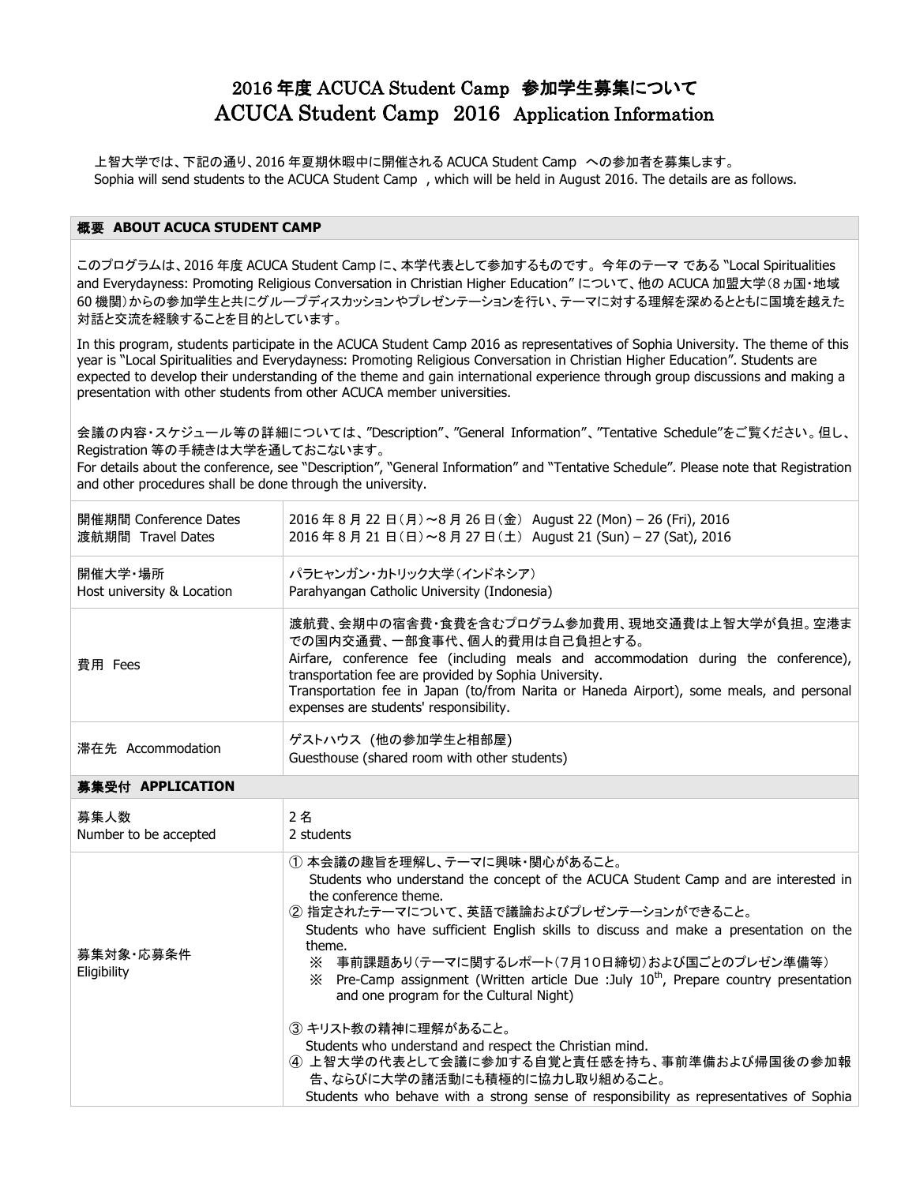# 2016 年度 ACUCA Student Camp 参加学生募集について
# ACUCA Student Camp 2016 Application Information

上智大学では、下記の通り、2016 年夏期休暇中に開催される ACUCA Student Camp への参加者を募集します。
Sophia will send students to the ACUCA Student Camp , which will be held in August 2016. The details are as follows.

## 概要 ABOUT ACUCA STUDENT CAMP

このプログラムは、2016 年度 ACUCA Student Camp に、本学代表として参加するものです。今年のテーマ である "Local Spiritualities and Everydayness: Promoting Religious Conversation in Christian Higher Education" について、他の ACUCA 加盟大学（8 ヵ国・地域 60 機関）からの参加学生と共にグループディスカッションやプレゼンテーションを行い、テーマに対する理解を深めるとともに国境を越えた対話と交流を経験することを目的としています。

In this program, students participate in the ACUCA Student Camp 2016 as representatives of Sophia University. The theme of this year is "Local Spiritualities and Everydayness: Promoting Religious Conversation in Christian Higher Education". Students are expected to develop their understanding of the theme and gain international experience through group discussions and making a presentation with other students from other ACUCA member universities.

会議の内容・スケジュール等の詳細については、"Description"、"General Information"、"Tentative Schedule"をご覧ください。但し、Registration 等の手続きは大学を通しておこないます。
For details about the conference, see "Description", "General Information" and "Tentative Schedule". Please note that Registration and other procedures shall be done through the university.

| | |
|---|---|
| 開催期間 Conference Dates<br>渡航期間 Travel Dates | 2016 年 8 月 22 日（月）～8 月 26 日（金） August 22 (Mon) – 26 (Fri), 2016<br>2016 年 8 月 21 日（日）～8 月 27 日（土） August 21 (Sun) – 27 (Sat), 2016 |
| 開催大学・場所<br>Host university & Location | パラヒャンガン・カトリック大学（インドネシア）<br>Parahyangan Catholic University (Indonesia) |
| 費用 Fees | 渡航費、会期中の宿舎費・食費を含むプログラム参加費用、現地交通費は上智大学が負担。空港までの国内交通費、一部食事代、個人的費用は自己負担とする。<br>Airfare, conference fee (including meals and accommodation during the conference), transportation fee are provided by Sophia University.<br>Transportation fee in Japan (to/from Narita or Haneda Airport), some meals, and personal expenses are students' responsibility. |
| 滞在先 Accommodation | ゲストハウス（他の参加学生と相部屋）<br>Guesthouse (shared room with other students) |

## 募集受付 APPLICATION

| | |
|---|---|
| 募集人数<br>Number to be accepted | 2 名<br>2 students |
| 募集対象・応募条件<br>Eligibility | ① 本会議の趣旨を理解し、テーマに興味・関心があること。<br>Students who understand the concept of the ACUCA Student Camp and are interested in the conference theme.<br>② 指定されたテーマについて、英語で議論およびプレゼンテーションができること。<br>Students who have sufficient English skills to discuss and make a presentation on the theme.<br>※ 事前課題あり（テーマに関するレポート（7月10日締切）および国ごとのプレゼン準備等）<br>※ Pre-Camp assignment (Written article Due :July 10th, Prepare country presentation and one program for the Cultural Night)<br>③ キリスト教の精神に理解があること。<br>Students who understand and respect the Christian mind.<br>④ 上智大学の代表として会議に参加する自覚と責任感を持ち、事前準備および帰国後の参加報告、ならびに大学の諸活動にも積極的に協力し取り組めること。<br>Students who behave with a strong sense of responsibility as representatives of Sophia |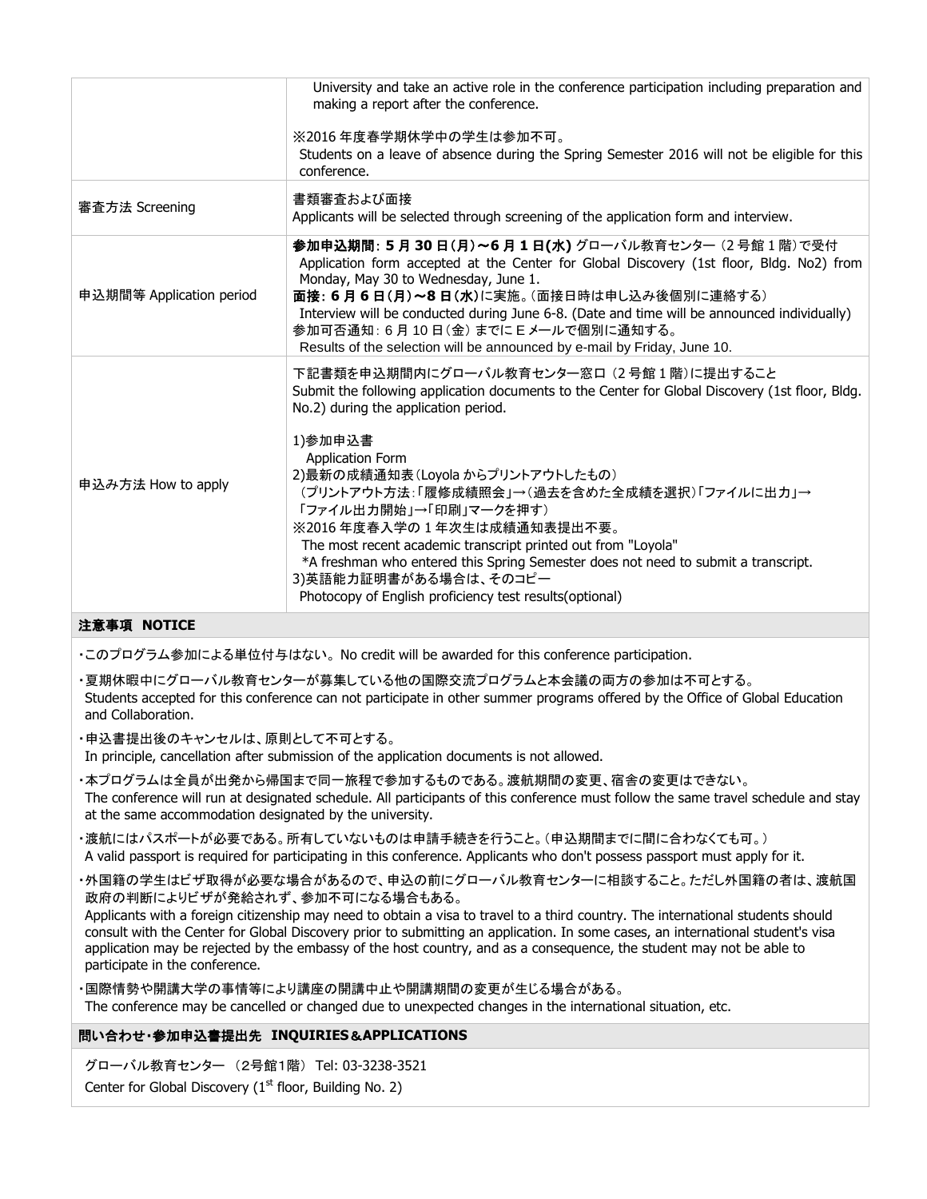| | |
|---|---|
| | University and take an active role in the conference participation including preparation and making a report after the conference.<br><br>※2016 年度春学期休学中の学生は参加不可。<br>Students on a leave of absence during the Spring Semester 2016 will not be eligible for this conference. |
| 審査方法 Screening | 書類審査および面接<br>Applicants will be selected through screening of the application form and interview. |
| 申込期間等 Application period | **参加申込期間：5 月 30 日(月)～6 月 1 日(水)** グローバル教育センター（2 号館 1 階）で受付<br>Application form accepted at the Center for Global Discovery (1st floor, Bldg. No2) from Monday, May 30 to Wednesday, June 1.<br>**面接：6 月 6 日(月)～8 日(水)**に実施。（面接日時は申し込み後個別に連絡する）<br>Interview will be conducted during June 6-8. (Date and time will be announced individually)<br>参加可否通知：6 月 10 日（金）までに E メールで個別に通知する。<br>Results of the selection will be announced by e-mail by Friday, June 10. |
| 申込み方法 How to apply | 下記書類を申込期間内にグローバル教育センター窓口（2 号館 1 階）に提出すること<br>Submit the following application documents to the Center for Global Discovery (1st floor, Bldg. No.2) during the application period.<br><br>1)参加申込書<br>Application Form<br>2)最新の成績通知表（Loyola からプリントアウトしたもの）<br>（プリントアウト方法：「履修成績照会」→（過去を含めた全成績を選択）「ファイルに出力」→「ファイル出力開始」→「印刷」マークを押す）<br>※2016 年度春入学の 1 年次生は成績通知表提出不要。<br>The most recent academic transcript printed out from "Loyola"<br>*A freshman who entered this Spring Semester does not need to submit a transcript.<br>3)英語能力証明書がある場合は、そのコピー<br>Photocopy of English proficiency test results(optional) |

## 注意事項 NOTICE

- このプログラム参加による単位付与はない。No credit will be awarded for this conference participation.
- 夏期休暇中にグローバル教育センターが募集している他の国際交流プログラムと本会議の両方の参加は不可とする。
  Students accepted for this conference can not participate in other summer programs offered by the Office of Global Education and Collaboration.
- 申込書提出後のキャンセルは、原則として不可とする。
  In principle, cancellation after submission of the application documents is not allowed.
- 本プログラムは全員が出発から帰国まで同一旅程で参加するものである。渡航期間の変更、宿舎の変更はできない。
  The conference will run at designated schedule. All participants of this conference must follow the same travel schedule and stay at the same accommodation designated by the university.
- 渡航にはパスポートが必要である。所有していないものは申請手続きを行うこと。（申込期間までに間に合わなくても可。）
  A valid passport is required for participating in this conference. Applicants who don't possess passport must apply for it.
- 外国籍の学生はビザ取得が必要な場合があるので、申込の前にグローバル教育センターに相談すること。ただし外国籍の者は、渡航国政府の判断によりビザが発給されず、参加不可になる場合もある。
  Applicants with a foreign citizenship may need to obtain a visa to travel to a third country. The international students should consult with the Center for Global Discovery prior to submitting an application. In some cases, an international student's visa application may be rejected by the embassy of the host country, and as a consequence, the student may not be able to participate in the conference.
- 国際情勢や開講大学の事情等により講座の開講中止や開講期間の変更が生じる場合がある。
  The conference may be cancelled or changed due to unexpected changes in the international situation, etc.

## 問い合わせ・参加申込書提出先 INQUIRIES＆APPLICATIONS

グローバル教育センター （2号館1階） Tel: 03-3238-3521

Center for Global Discovery (1st floor, Building No. 2)